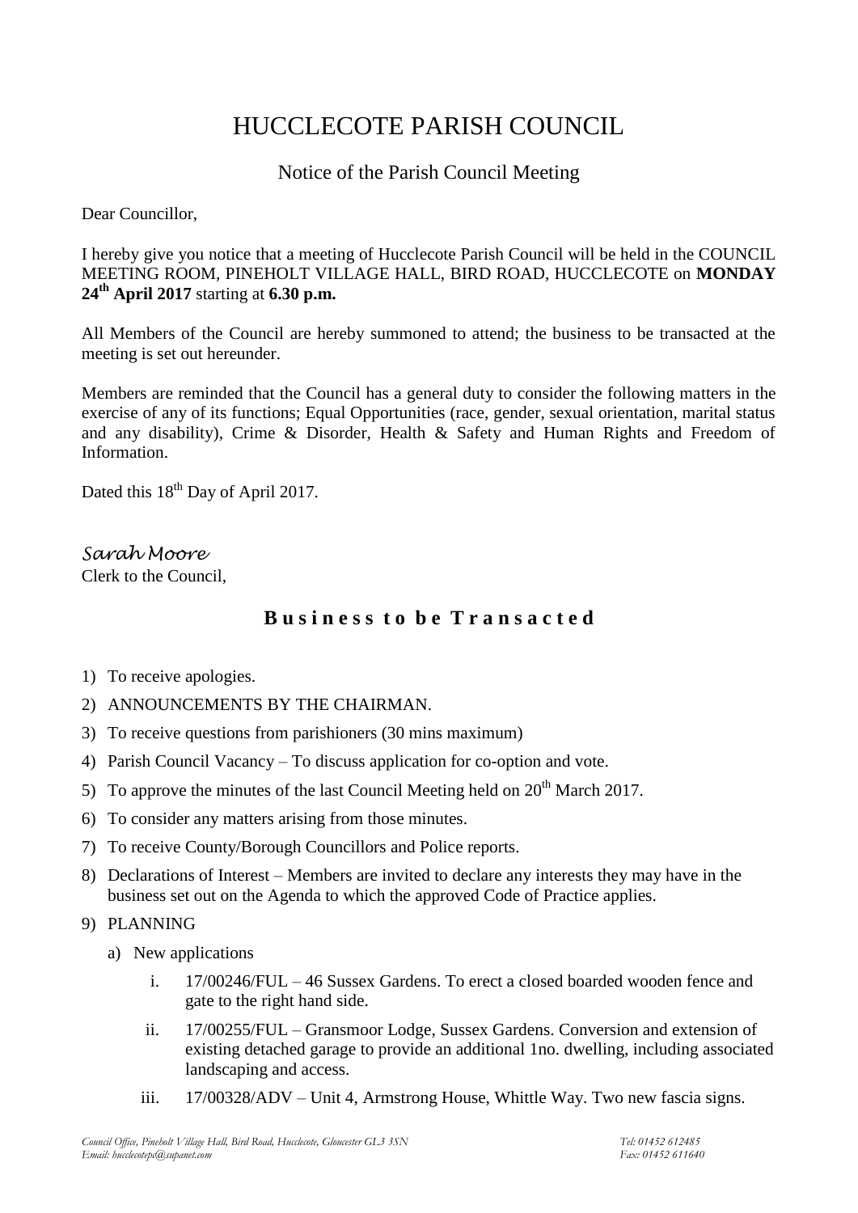# HUCCLECOTE PARISH COUNCIL

## Notice of the Parish Council Meeting

Dear Councillor,

I hereby give you notice that a meeting of Hucclecote Parish Council will be held in the COUNCIL MEETING ROOM, PINEHOLT VILLAGE HALL, BIRD ROAD, HUCCLECOTE on **MONDAY 24th April 2017** starting at **6.30 p.m.**

All Members of the Council are hereby summoned to attend; the business to be transacted at the meeting is set out hereunder.

Members are reminded that the Council has a general duty to consider the following matters in the exercise of any of its functions; Equal Opportunities (race, gender, sexual orientation, marital status and any disability), Crime & Disorder, Health & Safety and Human Rights and Freedom of Information.

Dated this 18th Day of April 2017.

*Sarah Moore*
Clerk to the Council,

## Business to be Transacted

1) To receive apologies.
2) ANNOUNCEMENTS BY THE CHAIRMAN.
3) To receive questions from parishioners (30 mins maximum)
4) Parish Council Vacancy – To discuss application for co-option and vote.
5) To approve the minutes of the last Council Meeting held on 20th March 2017.
6) To consider any matters arising from those minutes.
7) To receive County/Borough Councillors and Police reports.
8) Declarations of Interest – Members are invited to declare any interests they may have in the business set out on the Agenda to which the approved Code of Practice applies.
9) PLANNING
   a) New applications
      i. 17/00246/FUL – 46 Sussex Gardens. To erect a closed boarded wooden fence and gate to the right hand side.
      ii. 17/00255/FUL – Gransmoor Lodge, Sussex Gardens. Conversion and extension of existing detached garage to provide an additional 1no. dwelling, including associated landscaping and access.
      iii. 17/00328/ADV – Unit 4, Armstrong House, Whittle Way. Two new fascia signs.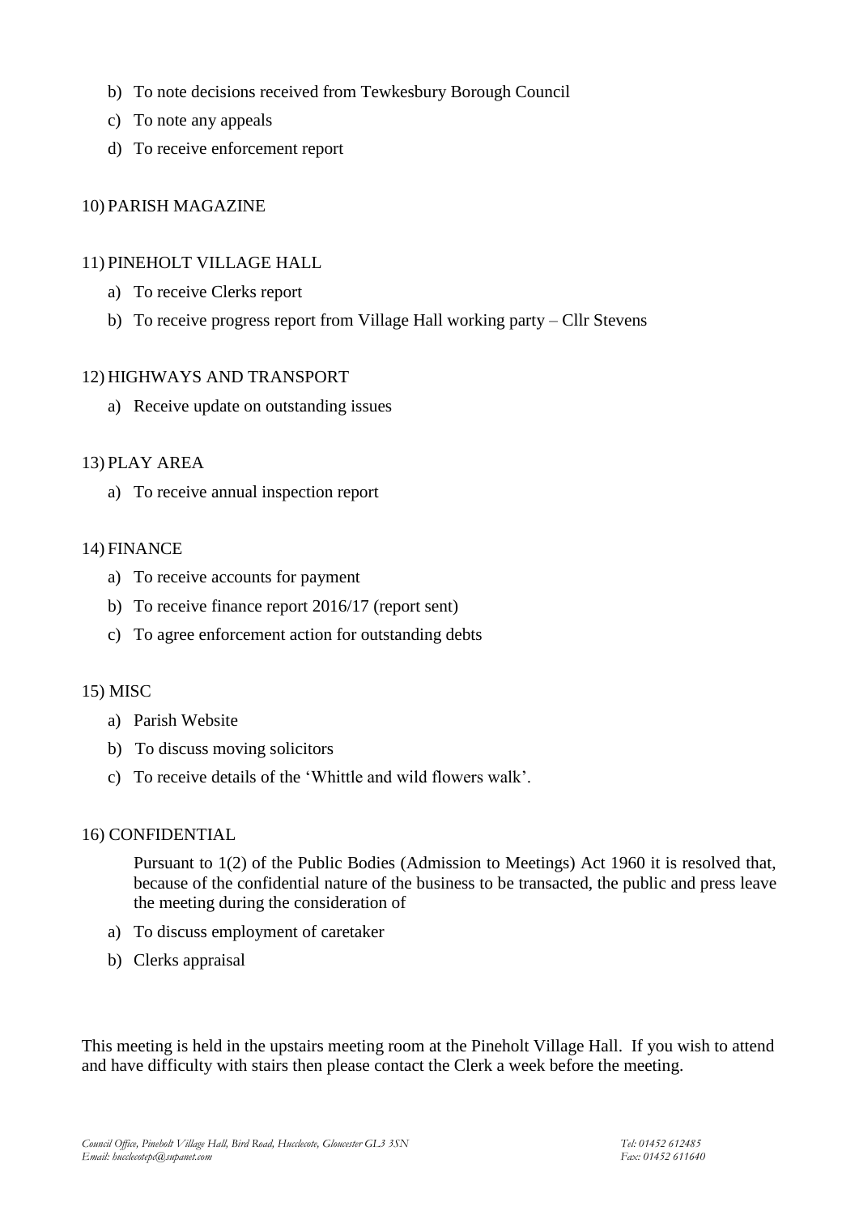b) To note decisions received from Tewkesbury Borough Council

c) To note any appeals

d) To receive enforcement report

10) PARISH MAGAZINE

11) PINEHOLT VILLAGE HALL

a) To receive Clerks report

b) To receive progress report from Village Hall working party – Cllr Stevens

12) HIGHWAYS AND TRANSPORT

a) Receive update on outstanding issues

13) PLAY AREA

a) To receive annual inspection report

14) FINANCE

a) To receive accounts for payment

b) To receive finance report 2016/17 (report sent)

c) To agree enforcement action for outstanding debts

15) MISC

a) Parish Website

b) To discuss moving solicitors

c) To receive details of the 'Whittle and wild flowers walk'.

16) CONFIDENTIAL

Pursuant to 1(2) of the Public Bodies (Admission to Meetings) Act 1960 it is resolved that, because of the confidential nature of the business to be transacted, the public and press leave the meeting during the consideration of

a) To discuss employment of caretaker

b) Clerks appraisal

This meeting is held in the upstairs meeting room at the Pineholt Village Hall. If you wish to attend and have difficulty with stairs then please contact the Clerk a week before the meeting.

*Council Office, Pineholt Village Hall, Bird Road, Hucclecote, Gloucester GL3 3SN* *Tel: 01452 612485*
*Email: hucclecotepc@supanet.com* *Fax: 01452 611640*